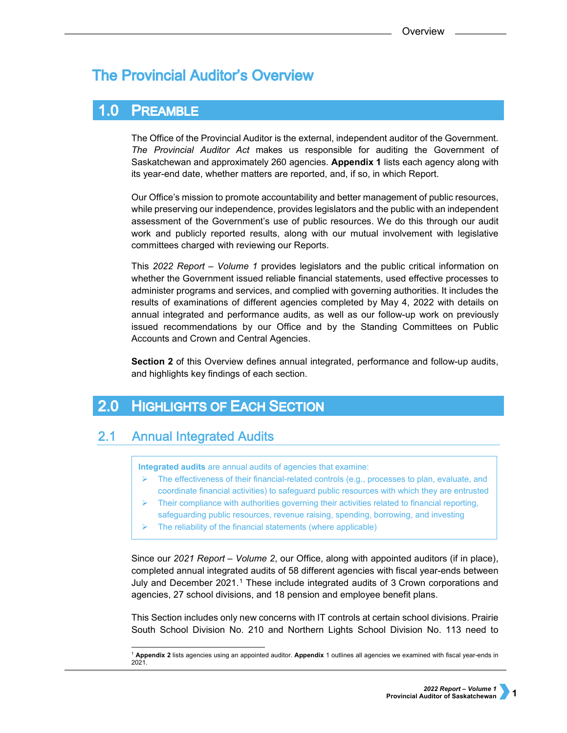# The Provincial Auditor's Overview

## 1.0 Preamble

The Office of the Provincial Auditor is the external, independent auditor of the Government. *The Provincial Auditor Act* makes us responsible for auditing the Government of Saskatchewan and approximately 260 agencies. **Appendix 1** lists each agency along with its year-end date, whether matters are reported, and, if so, in which Report.

Our Office's mission to promote accountability and better management of public resources, while preserving our independence, provides legislators and the public with an independent assessment of the Government's use of public resources. We do this through our audit work and publicly reported results, along with our mutual involvement with legislative committees charged with reviewing our Reports.

This *2022 Report – Volume 1* provides legislators and the public critical information on whether the Government issued reliable financial statements, used effective processes to administer programs and services, and complied with governing authorities. It includes the results of examinations of different agencies completed by May 4, 2022 with details on annual integrated and performance audits, as well as our follow-up work on previously issued recommendations by our Office and by the Standing Committees on Public Accounts and Crown and Central Agencies.

**Section 2** of this Overview defines annual integrated, performance and follow-up audits, and highlights key findings of each section.

## 2.0 Highlights of Each Section

### 2.1 Annual Integrated Audits

**Integrated audits** are annual audits of agencies that examine:

- The effectiveness of their financial-related controls (e.g., processes to plan, evaluate, and coordinate financial activities) to safeguard public resources with which they are entrusted
- Their compliance with authorities governing their activities related to financial reporting, safeguarding public resources, revenue raising, spending, borrowing, and investing
- The reliability of the financial statements (where applicable)

Since our *2021 Report – Volume 2*, our Office, along with appointed auditors (if in place), completed annual integrated audits of 58 different agencies with fiscal year-ends between July and December 2021.[1] These include integrated audits of 3 Crown corporations and agencies, 27 school divisions, and 18 pension and employee benefit plans.

This Section includes only new concerns with IT controls at certain school divisions. Prairie South School Division No. 210 and Northern Lights School Division No. 113 need to

[1] **Appendix 2** lists agencies using an appointed auditor. **Appendix** 1 outlines all agencies we examined with fiscal year-ends in 2021.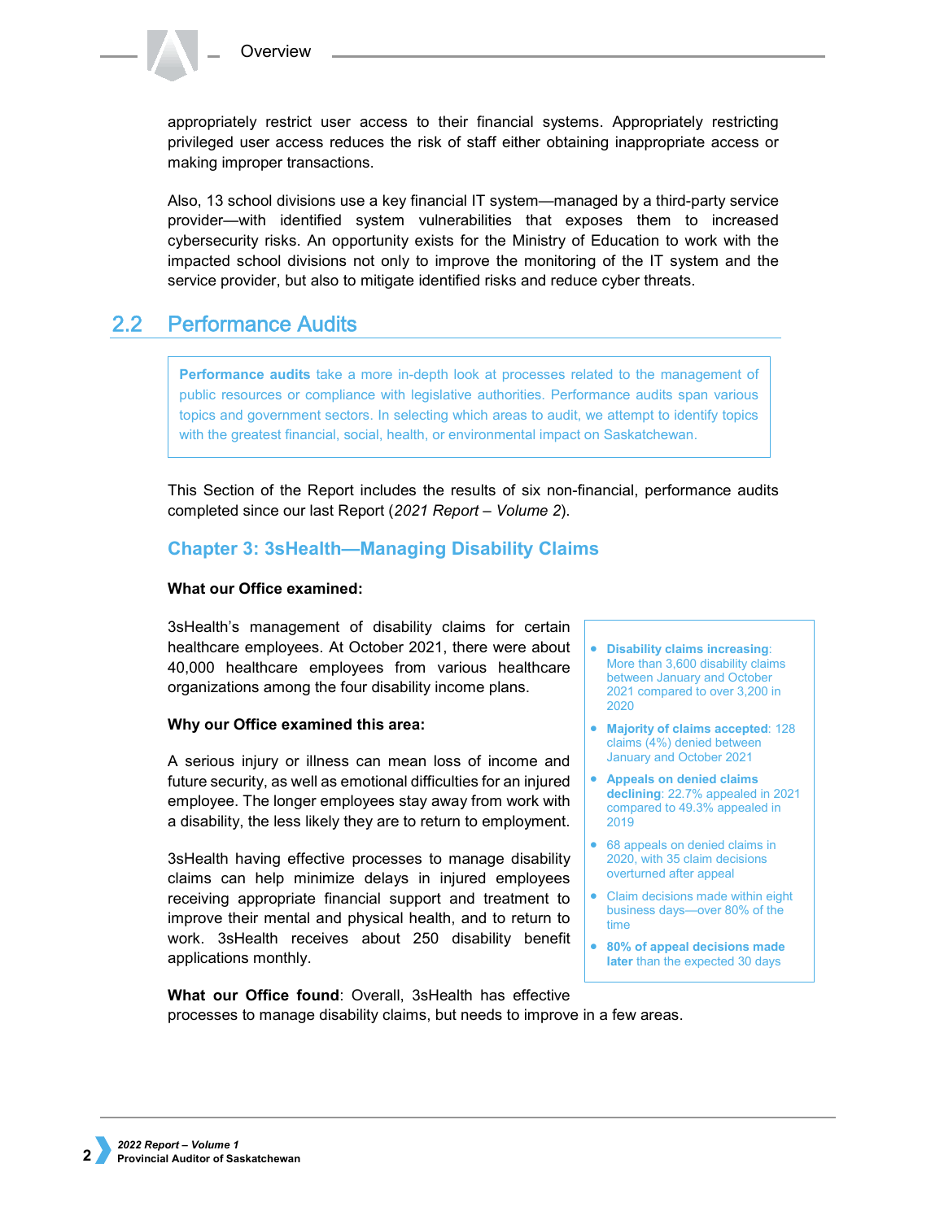appropriately restrict user access to their financial systems. Appropriately restricting privileged user access reduces the risk of staff either obtaining inappropriate access or making improper transactions.

Also, 13 school divisions use a key financial IT system—managed by a third-party service provider—with identified system vulnerabilities that exposes them to increased cybersecurity risks. An opportunity exists for the Ministry of Education to work with the impacted school divisions not only to improve the monitoring of the IT system and the service provider, but also to mitigate identified risks and reduce cyber threats.

## 2.2 Performance Audits

> **Performance audits** take a more in-depth look at processes related to the management of public resources or compliance with legislative authorities. Performance audits span various topics and government sectors. In selecting which areas to audit, we attempt to identify topics with the greatest financial, social, health, or environmental impact on Saskatchewan.

This Section of the Report includes the results of six non-financial, performance audits completed since our last Report (*2021 Report – Volume 2*).

### Chapter 3: 3sHealth—Managing Disability Claims

**What our Office examined:**

3sHealth's management of disability claims for certain healthcare employees. At October 2021, there were about 40,000 healthcare employees from various healthcare organizations among the four disability income plans.

**Why our Office examined this area:**

A serious injury or illness can mean loss of income and future security, as well as emotional difficulties for an injured employee. The longer employees stay away from work with a disability, the less likely they are to return to employment.

3sHealth having effective processes to manage disability claims can help minimize delays in injured employees receiving appropriate financial support and treatment to improve their mental and physical health, and to return to work. 3sHealth receives about 250 disability benefit applications monthly.

- **Disability claims increasing**: More than 3,600 disability claims between January and October 2021 compared to over 3,200 in 2020
- **Majority of claims accepted**: 128 claims (4%) denied between January and October 2021
- **Appeals on denied claims declining**: 22.7% appealed in 2021 compared to 49.3% appealed in 2019
- 68 appeals on denied claims in 2020, with 35 claim decisions overturned after appeal
- Claim decisions made within eight business days—over 80% of the time
- **80% of appeal decisions made later** than the expected 30 days

**What our Office found**: Overall, 3sHealth has effective processes to manage disability claims, but needs to improve in a few areas.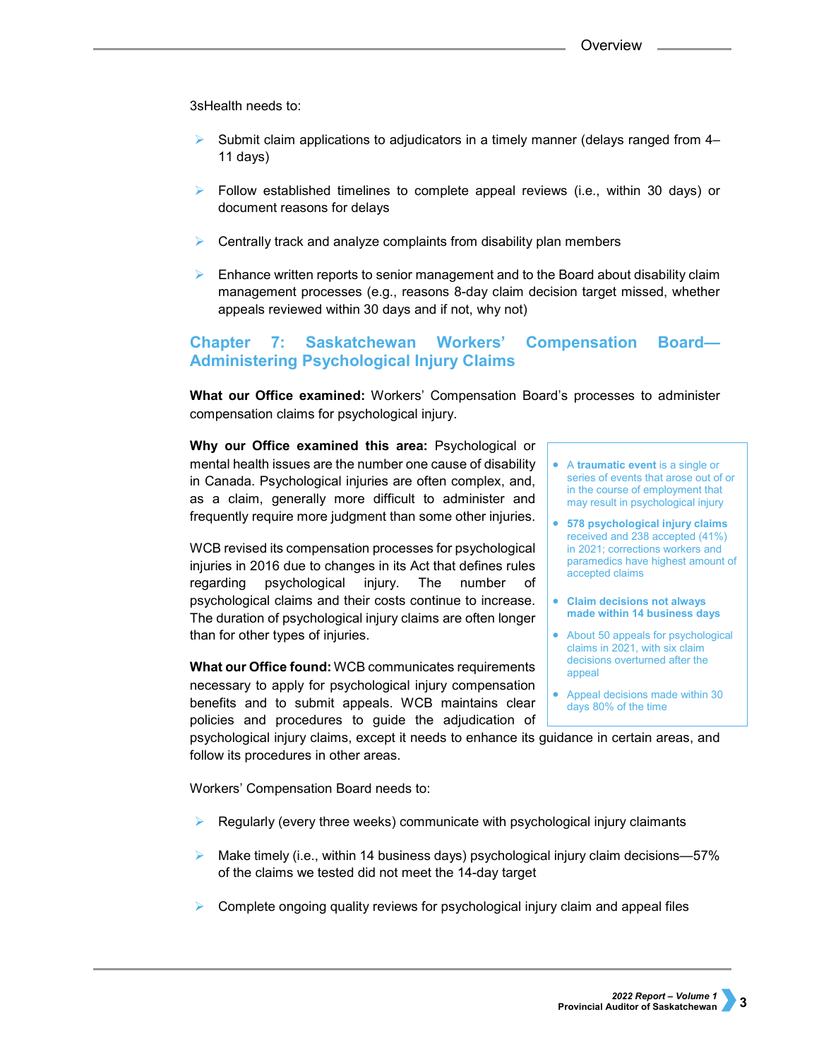3sHealth needs to:

- Submit claim applications to adjudicators in a timely manner (delays ranged from 4–11 days)
- Follow established timelines to complete appeal reviews (i.e., within 30 days) or document reasons for delays
- Centrally track and analyze complaints from disability plan members
- Enhance written reports to senior management and to the Board about disability claim management processes (e.g., reasons 8-day claim decision target missed, whether appeals reviewed within 30 days and if not, why not)

## Chapter 7: Saskatchewan Workers' Compensation Board—Administering Psychological Injury Claims

**What our Office examined:** Workers' Compensation Board's processes to administer compensation claims for psychological injury.

**Why our Office examined this area:** Psychological or mental health issues are the number one cause of disability in Canada. Psychological injuries are often complex, and, as a claim, generally more difficult to administer and frequently require more judgment than some other injuries.

WCB revised its compensation processes for psychological injuries in 2016 due to changes in its Act that defines rules regarding psychological injury. The number of psychological claims and their costs continue to increase. The duration of psychological injury claims are often longer than for other types of injuries.

- A **traumatic event** is a single or series of events that arose out of or in the course of employment that may result in psychological injury
- **578 psychological injury claims** received and 238 accepted (41%) in 2021; corrections workers and paramedics have highest amount of accepted claims
- **Claim decisions not always made within 14 business days**
- About 50 appeals for psychological claims in 2021, with six claim decisions overturned after the appeal
- Appeal decisions made within 30 days 80% of the time

**What our Office found:** WCB communicates requirements necessary to apply for psychological injury compensation benefits and to submit appeals. WCB maintains clear policies and procedures to guide the adjudication of psychological injury claims, except it needs to enhance its guidance in certain areas, and follow its procedures in other areas.

Workers' Compensation Board needs to:

- Regularly (every three weeks) communicate with psychological injury claimants
- Make timely (i.e., within 14 business days) psychological injury claim decisions—57% of the claims we tested did not meet the 14-day target
- Complete ongoing quality reviews for psychological injury claim and appeal files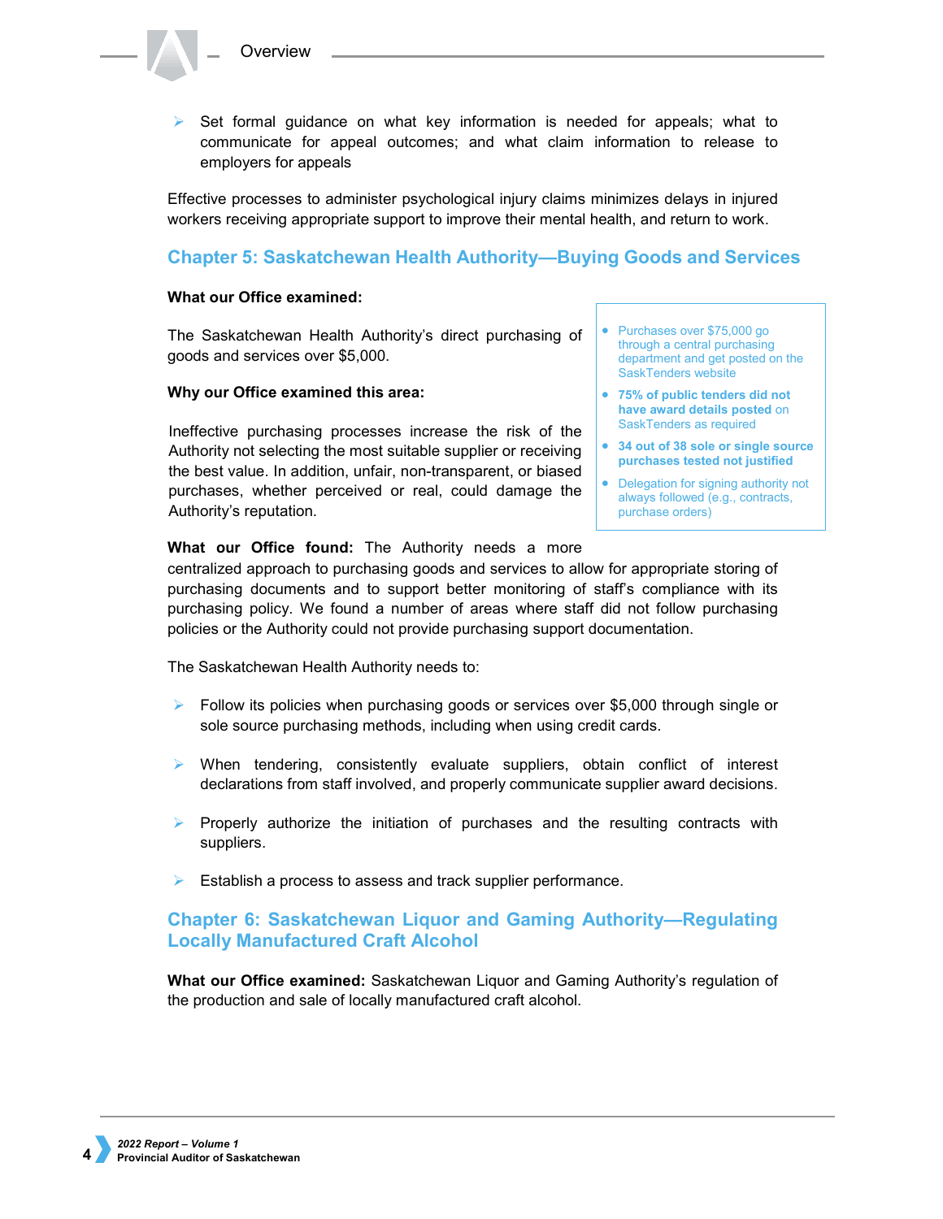- Set formal guidance on what key information is needed for appeals; what to communicate for appeal outcomes; and what claim information to release to employers for appeals

Effective processes to administer psychological injury claims minimizes delays in injured workers receiving appropriate support to improve their mental health, and return to work.

## Chapter 5: Saskatchewan Health Authority—Buying Goods and Services

**What our Office examined:**

The Saskatchewan Health Authority's direct purchasing of goods and services over $5,000.

**Why our Office examined this area:**

Ineffective purchasing processes increase the risk of the Authority not selecting the most suitable supplier or receiving the best value. In addition, unfair, non-transparent, or biased purchases, whether perceived or real, could damage the Authority's reputation.

- Purchases over $75,000 go through a central purchasing department and get posted on the SaskTenders website
- **75% of public tenders did not have award details posted** on SaskTenders as required
- **34 out of 38 sole or single source purchases tested not justified**
- Delegation for signing authority not always followed (e.g., contracts, purchase orders)

**What our Office found:** The Authority needs a more centralized approach to purchasing goods and services to allow for appropriate storing of purchasing documents and to support better monitoring of staff's compliance with its purchasing policy. We found a number of areas where staff did not follow purchasing policies or the Authority could not provide purchasing support documentation.

The Saskatchewan Health Authority needs to:

- Follow its policies when purchasing goods or services over $5,000 through single or sole source purchasing methods, including when using credit cards.
- When tendering, consistently evaluate suppliers, obtain conflict of interest declarations from staff involved, and properly communicate supplier award decisions.
- Properly authorize the initiation of purchases and the resulting contracts with suppliers.
- Establish a process to assess and track supplier performance.

## Chapter 6: Saskatchewan Liquor and Gaming Authority—Regulating Locally Manufactured Craft Alcohol

**What our Office examined:** Saskatchewan Liquor and Gaming Authority's regulation of the production and sale of locally manufactured craft alcohol.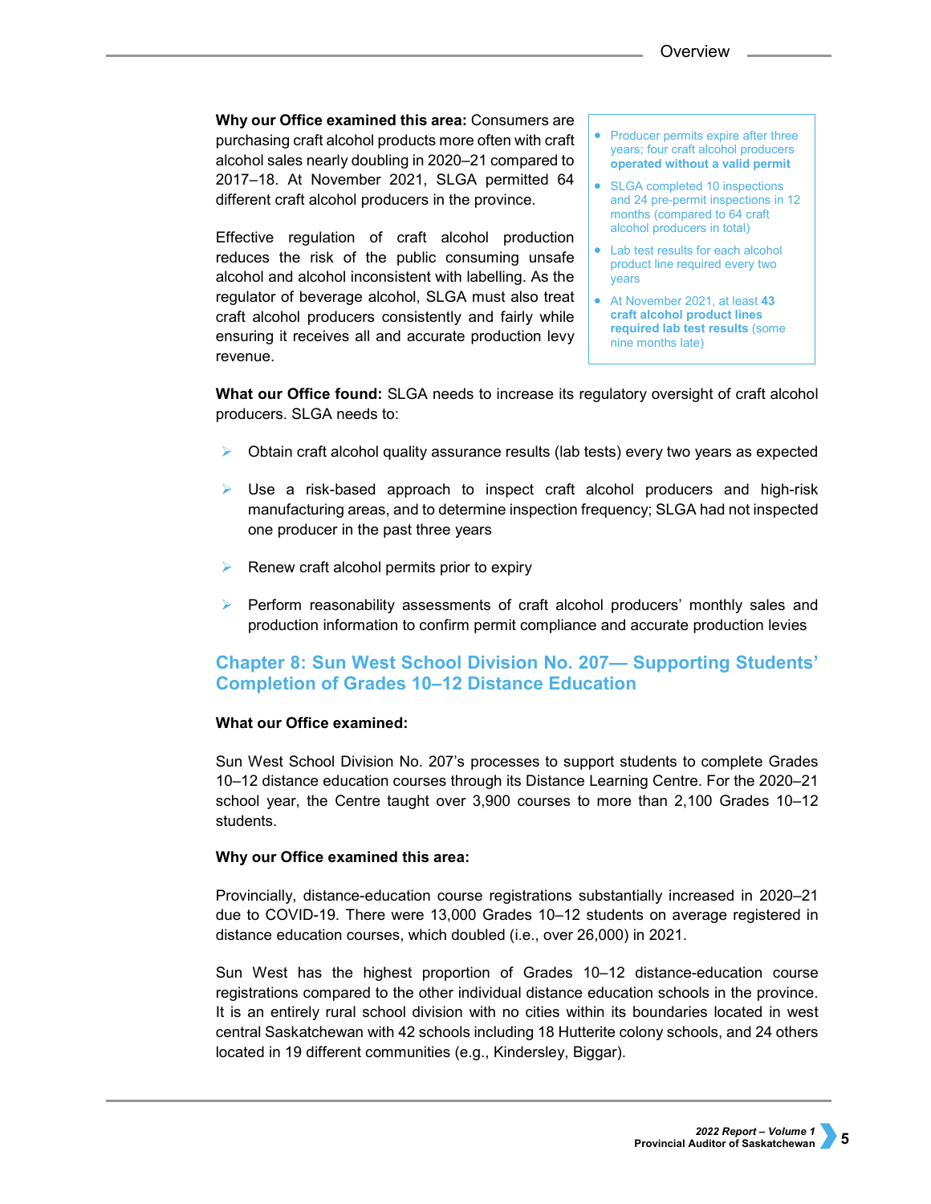**Why our Office examined this area:** Consumers are purchasing craft alcohol products more often with craft alcohol sales nearly doubling in 2020–21 compared to 2017–18. At November 2021, SLGA permitted 64 different craft alcohol producers in the province.

Effective regulation of craft alcohol production reduces the risk of the public consuming unsafe alcohol and alcohol inconsistent with labelling. As the regulator of beverage alcohol, SLGA must also treat craft alcohol producers consistently and fairly while ensuring it receives all and accurate production levy revenue.

- Producer permits expire after three years; four craft alcohol producers **operated without a valid permit**
- SLGA completed 10 inspections and 24 pre-permit inspections in 12 months (compared to 64 craft alcohol producers in total)
- Lab test results for each alcohol product line required every two years
- At November 2021, at least **43 craft alcohol product lines required lab test results** (some nine months late)

**What our Office found:** SLGA needs to increase its regulatory oversight of craft alcohol producers. SLGA needs to:

- Obtain craft alcohol quality assurance results (lab tests) every two years as expected
- Use a risk-based approach to inspect craft alcohol producers and high-risk manufacturing areas, and to determine inspection frequency; SLGA had not inspected one producer in the past three years
- Renew craft alcohol permits prior to expiry
- Perform reasonability assessments of craft alcohol producers' monthly sales and production information to confirm permit compliance and accurate production levies

## Chapter 8: Sun West School Division No. 207— Supporting Students' Completion of Grades 10–12 Distance Education

**What our Office examined:**

Sun West School Division No. 207's processes to support students to complete Grades 10–12 distance education courses through its Distance Learning Centre. For the 2020–21 school year, the Centre taught over 3,900 courses to more than 2,100 Grades 10–12 students.

**Why our Office examined this area:**

Provincially, distance-education course registrations substantially increased in 2020–21 due to COVID-19. There were 13,000 Grades 10–12 students on average registered in distance education courses, which doubled (i.e., over 26,000) in 2021.

Sun West has the highest proportion of Grades 10–12 distance-education course registrations compared to the other individual distance education schools in the province. It is an entirely rural school division with no cities within its boundaries located in west central Saskatchewan with 42 schools including 18 Hutterite colony schools, and 24 others located in 19 different communities (e.g., Kindersley, Biggar).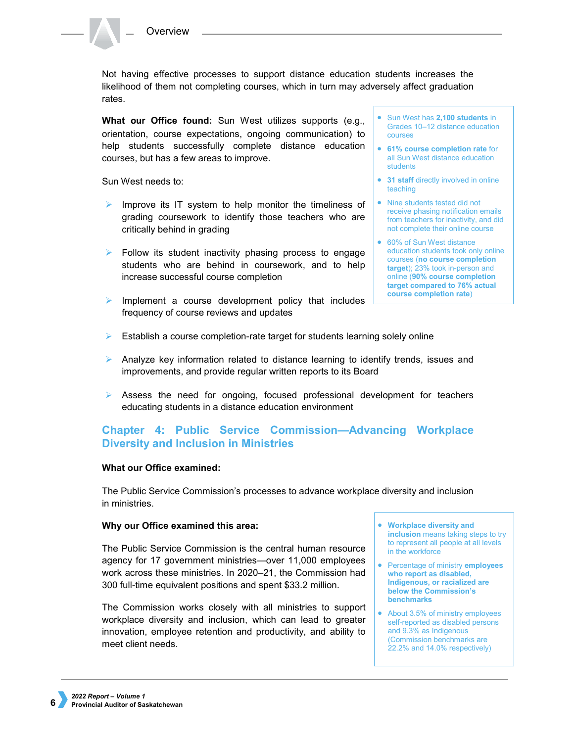Not having effective processes to support distance education students increases the likelihood of them not completing courses, which in turn may adversely affect graduation rates.

**What our Office found:** Sun West utilizes supports (e.g., orientation, course expectations, ongoing communication) to help students successfully complete distance education courses, but has a few areas to improve.

- Sun West has **2,100 students** in Grades 10–12 distance education courses
- **61% course completion rate** for all Sun West distance education students
- **31 staff** directly involved in online teaching
- Nine students tested did not receive phasing notification emails from teachers for inactivity, and did not complete their online course
- 60% of Sun West distance education students took only online courses (**no course completion target**); 23% took in-person and online (**90% course completion target compared to 76% actual course completion rate**)

Sun West needs to:

- Improve its IT system to help monitor the timeliness of grading coursework to identify those teachers who are critically behind in grading
- Follow its student inactivity phasing process to engage students who are behind in coursework, and to help increase successful course completion
- Implement a course development policy that includes frequency of course reviews and updates
- Establish a course completion-rate target for students learning solely online
- Analyze key information related to distance learning to identify trends, issues and improvements, and provide regular written reports to its Board
- Assess the need for ongoing, focused professional development for teachers educating students in a distance education environment

## Chapter 4: Public Service Commission—Advancing Workplace Diversity and Inclusion in Ministries

**What our Office examined:**

The Public Service Commission's processes to advance workplace diversity and inclusion in ministries.

**Why our Office examined this area:**

The Public Service Commission is the central human resource agency for 17 government ministries—over 11,000 employees work across these ministries. In 2020–21, the Commission had 300 full-time equivalent positions and spent $33.2 million.

The Commission works closely with all ministries to support workplace diversity and inclusion, which can lead to greater innovation, employee retention and productivity, and ability to meet client needs.

- **Workplace diversity and inclusion** means taking steps to try to represent all people at all levels in the workforce
- Percentage of ministry **employees who report as disabled, Indigenous, or racialized are below the Commission's benchmarks**
- About 3.5% of ministry employees self-reported as disabled persons and 9.3% as Indigenous (Commission benchmarks are 22.2% and 14.0% respectively)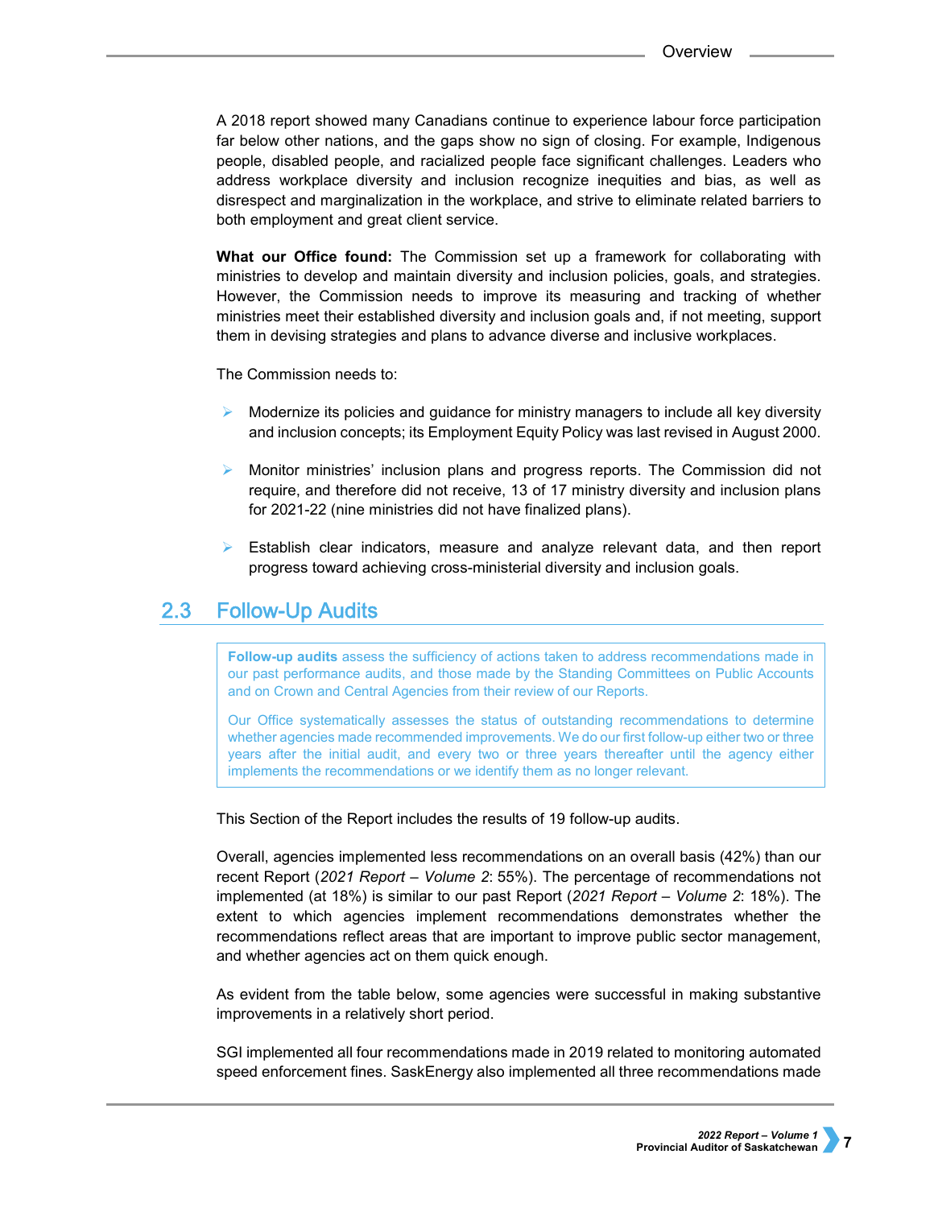A 2018 report showed many Canadians continue to experience labour force participation far below other nations, and the gaps show no sign of closing. For example, Indigenous people, disabled people, and racialized people face significant challenges. Leaders who address workplace diversity and inclusion recognize inequities and bias, as well as disrespect and marginalization in the workplace, and strive to eliminate related barriers to both employment and great client service.

**What our Office found:** The Commission set up a framework for collaborating with ministries to develop and maintain diversity and inclusion policies, goals, and strategies. However, the Commission needs to improve its measuring and tracking of whether ministries meet their established diversity and inclusion goals and, if not meeting, support them in devising strategies and plans to advance diverse and inclusive workplaces.

The Commission needs to:

- Modernize its policies and guidance for ministry managers to include all key diversity and inclusion concepts; its Employment Equity Policy was last revised in August 2000.
- Monitor ministries' inclusion plans and progress reports. The Commission did not require, and therefore did not receive, 13 of 17 ministry diversity and inclusion plans for 2021-22 (nine ministries did not have finalized plans).
- Establish clear indicators, measure and analyze relevant data, and then report progress toward achieving cross-ministerial diversity and inclusion goals.

## 2.3 Follow-Up Audits

> **Follow-up audits** assess the sufficiency of actions taken to address recommendations made in our past performance audits, and those made by the Standing Committees on Public Accounts and on Crown and Central Agencies from their review of our Reports.
>
> Our Office systematically assesses the status of outstanding recommendations to determine whether agencies made recommended improvements. We do our first follow-up either two or three years after the initial audit, and every two or three years thereafter until the agency either implements the recommendations or we identify them as no longer relevant.

This Section of the Report includes the results of 19 follow-up audits.

Overall, agencies implemented less recommendations on an overall basis (42%) than our recent Report (*2021 Report – Volume 2*: 55%). The percentage of recommendations not implemented (at 18%) is similar to our past Report (*2021 Report – Volume 2*: 18%). The extent to which agencies implement recommendations demonstrates whether the recommendations reflect areas that are important to improve public sector management, and whether agencies act on them quick enough.

As evident from the table below, some agencies were successful in making substantive improvements in a relatively short period.

SGI implemented all four recommendations made in 2019 related to monitoring automated speed enforcement fines. SaskEnergy also implemented all three recommendations made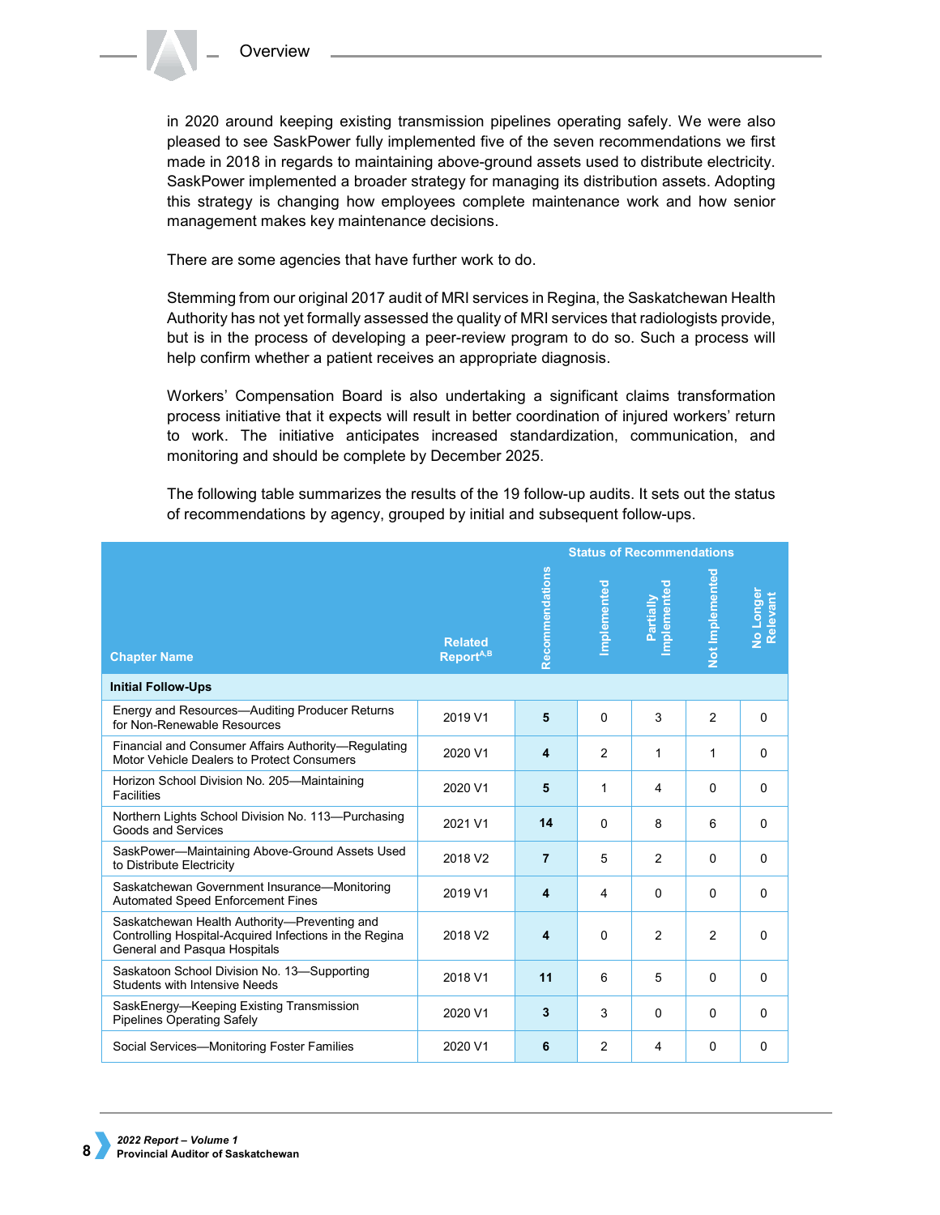in 2020 around keeping existing transmission pipelines operating safely. We were also pleased to see SaskPower fully implemented five of the seven recommendations we first made in 2018 in regards to maintaining above-ground assets used to distribute electricity. SaskPower implemented a broader strategy for managing its distribution assets. Adopting this strategy is changing how employees complete maintenance work and how senior management makes key maintenance decisions.

There are some agencies that have further work to do.

Stemming from our original 2017 audit of MRI services in Regina, the Saskatchewan Health Authority has not yet formally assessed the quality of MRI services that radiologists provide, but is in the process of developing a peer-review program to do so. Such a process will help confirm whether a patient receives an appropriate diagnosis.

Workers' Compensation Board is also undertaking a significant claims transformation process initiative that it expects will result in better coordination of injured workers' return to work. The initiative anticipates increased standardization, communication, and monitoring and should be complete by December 2025.

The following table summarizes the results of the 19 follow-up audits. It sets out the status of recommendations by agency, grouped by initial and subsequent follow-ups.

| Chapter Name | Related Report[A,B] | Recommendations | Status of Recommendations: Implemented | Partially Implemented | Not Implemented | No Longer Relevant |
|---|---|---|---|---|---|---|
| **Initial Follow-Ups** | | | | | | |
| Energy and Resources—Auditing Producer Returns for Non-Renewable Resources | 2019 V1 | **5** | 0 | 3 | 2 | 0 |
| Financial and Consumer Affairs Authority—Regulating Motor Vehicle Dealers to Protect Consumers | 2020 V1 | **4** | 2 | 1 | 1 | 0 |
| Horizon School Division No. 205—Maintaining Facilities | 2020 V1 | **5** | 1 | 4 | 0 | 0 |
| Northern Lights School Division No. 113—Purchasing Goods and Services | 2021 V1 | **14** | 0 | 8 | 6 | 0 |
| SaskPower—Maintaining Above-Ground Assets Used to Distribute Electricity | 2018 V2 | **7** | 5 | 2 | 0 | 0 |
| Saskatchewan Government Insurance—Monitoring Automated Speed Enforcement Fines | 2019 V1 | **4** | 4 | 0 | 0 | 0 |
| Saskatchewan Health Authority—Preventing and Controlling Hospital-Acquired Infections in the Regina General and Pasqua Hospitals | 2018 V2 | **4** | 0 | 2 | 2 | 0 |
| Saskatoon School Division No. 13—Supporting Students with Intensive Needs | 2018 V1 | **11** | 6 | 5 | 0 | 0 |
| SaskEnergy—Keeping Existing Transmission Pipelines Operating Safely | 2020 V1 | **3** | 3 | 0 | 0 | 0 |
| Social Services—Monitoring Foster Families | 2020 V1 | **6** | 2 | 4 | 0 | 0 |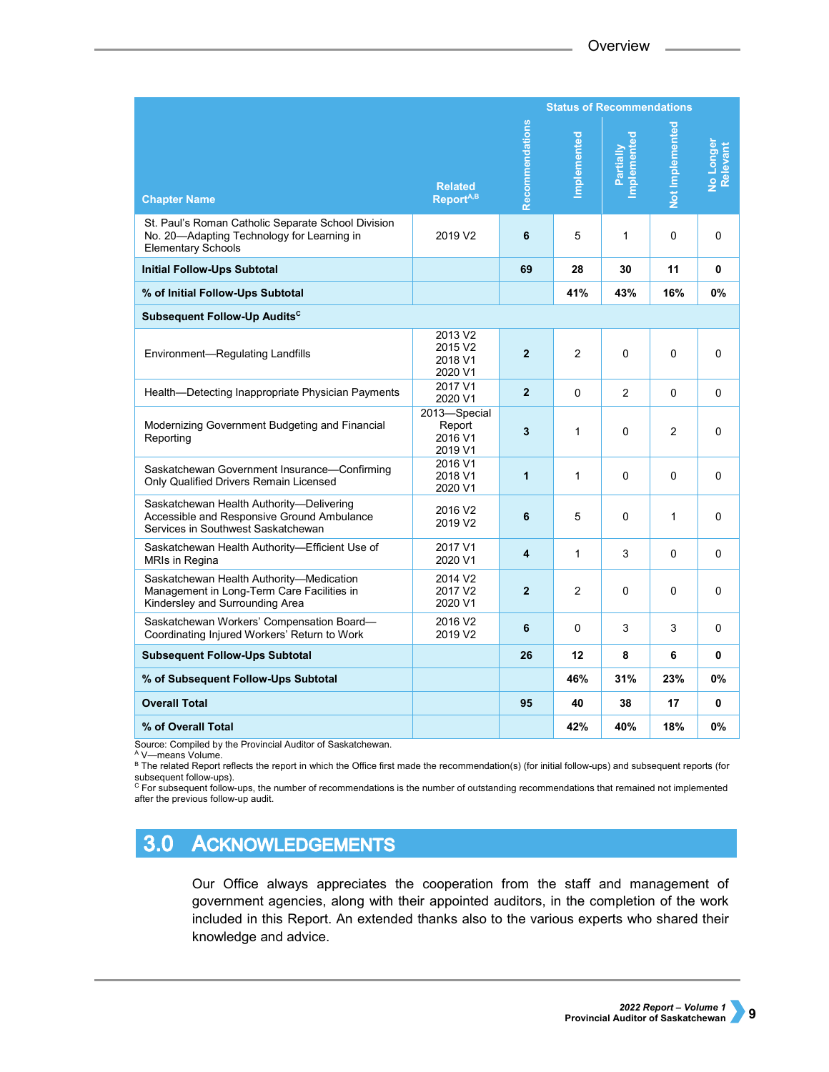| Chapter Name | Related Report[A,B] | Recommendations | Status of Recommendations | | | |
|---|---|---|---|---|---|---|
| | | | Implemented | Partially Implemented | Not Implemented | No Longer Relevant |
| St. Paul's Roman Catholic Separate School Division No. 20—Adapting Technology for Learning in Elementary Schools | 2019 V2 | **6** | 5 | 1 | 0 | 0 |
| **Initial Follow-Ups Subtotal** | | **69** | **28** | **30** | **11** | **0** |
| **% of Initial Follow-Ups Subtotal** | | | **41%** | **43%** | **16%** | **0%** |
| **Subsequent Follow-Up Audits[C]** | | | | | | |
| Environment—Regulating Landfills | 2013 V2 2015 V2 2018 V1 2020 V1 | **2** | 2 | 0 | 0 | 0 |
| Health—Detecting Inappropriate Physician Payments | 2017 V1 2020 V1 | **2** | 0 | 2 | 0 | 0 |
| Modernizing Government Budgeting and Financial Reporting | 2013—Special Report 2016 V1 2019 V1 | **3** | 1 | 0 | 2 | 0 |
| Saskatchewan Government Insurance—Confirming Only Qualified Drivers Remain Licensed | 2016 V1 2018 V1 2020 V1 | **1** | 1 | 0 | 0 | 0 |
| Saskatchewan Health Authority—Delivering Accessible and Responsive Ground Ambulance Services in Southwest Saskatchewan | 2016 V2 2019 V2 | **6** | 5 | 0 | 1 | 0 |
| Saskatchewan Health Authority—Efficient Use of MRIs in Regina | 2017 V1 2020 V1 | **4** | 1 | 3 | 0 | 0 |
| Saskatchewan Health Authority—Medication Management in Long-Term Care Facilities in Kindersley and Surrounding Area | 2014 V2 2017 V2 2020 V1 | **2** | 2 | 0 | 0 | 0 |
| Saskatchewan Workers' Compensation Board—Coordinating Injured Workers' Return to Work | 2016 V2 2019 V2 | **6** | 0 | 3 | 3 | 0 |
| **Subsequent Follow-Ups Subtotal** | | **26** | **12** | **8** | **6** | **0** |
| **% of Subsequent Follow-Ups Subtotal** | | | **46%** | **31%** | **23%** | **0%** |
| **Overall Total** | | **95** | **40** | **38** | **17** | **0** |
| **% of Overall Total** | | | **42%** | **40%** | **18%** | **0%** |

Source: Compiled by the Provincial Auditor of Saskatchewan.
[A] V—means Volume.
[B] The related Report reflects the report in which the Office first made the recommendation(s) (for initial follow-ups) and subsequent reports (for subsequent follow-ups).
[C] For subsequent follow-ups, the number of recommendations is the number of outstanding recommendations that remained not implemented after the previous follow-up audit.

## 3.0 Acknowledgements

Our Office always appreciates the cooperation from the staff and management of government agencies, along with their appointed auditors, in the completion of the work included in this Report. An extended thanks also to the various experts who shared their knowledge and advice.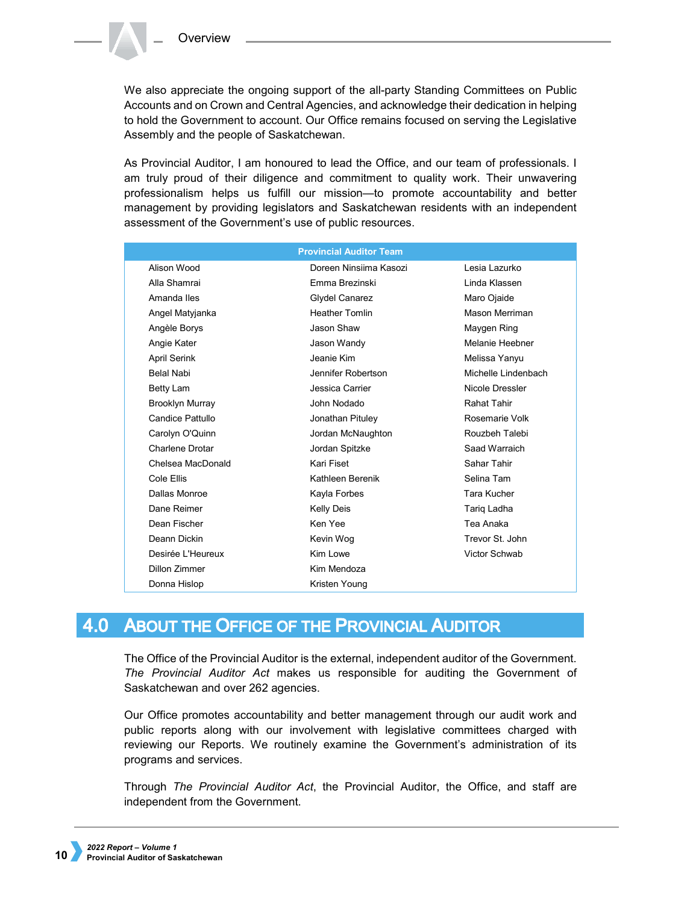We also appreciate the ongoing support of the all-party Standing Committees on Public Accounts and on Crown and Central Agencies, and acknowledge their dedication in helping to hold the Government to account. Our Office remains focused on serving the Legislative Assembly and the people of Saskatchewan.

As Provincial Auditor, I am honoured to lead the Office, and our team of professionals. I am truly proud of their diligence and commitment to quality work. Their unwavering professionalism helps us fulfill our mission—to promote accountability and better management by providing legislators and Saskatchewan residents with an independent assessment of the Government's use of public resources.

| Provincial Auditor Team | | |
|---|---|---|
| Alison Wood | Doreen Ninsiima Kasozi | Lesia Lazurko |
| Alla Shamrai | Emma Brezinski | Linda Klassen |
| Amanda Iles | Glydel Canarez | Maro Ojaide |
| Angel Matyjanka | Heather Tomlin | Mason Merriman |
| Angèle Borys | Jason Shaw | Maygen Ring |
| Angie Kater | Jason Wandy | Melanie Heebner |
| April Serink | Jeanie Kim | Melissa Yanyu |
| Belal Nabi | Jennifer Robertson | Michelle Lindenbach |
| Betty Lam | Jessica Carrier | Nicole Dressler |
| Brooklyn Murray | John Nodado | Rahat Tahir |
| Candice Pattullo | Jonathan Pituley | Rosemarie Volk |
| Carolyn O'Quinn | Jordan McNaughton | Rouzbeh Talebi |
| Charlene Drotar | Jordan Spitzke | Saad Warraich |
| Chelsea MacDonald | Kari Fiset | Sahar Tahir |
| Cole Ellis | Kathleen Berenik | Selina Tam |
| Dallas Monroe | Kayla Forbes | Tara Kucher |
| Dane Reimer | Kelly Deis | Tariq Ladha |
| Dean Fischer | Ken Yee | Tea Anaka |
| Deann Dickin | Kevin Wog | Trevor St. John |
| Desirée L'Heureux | Kim Lowe | Victor Schwab |
| Dillon Zimmer | Kim Mendoza | |
| Donna Hislop | Kristen Young | |

# 4.0 About the Office of the Provincial Auditor

The Office of the Provincial Auditor is the external, independent auditor of the Government. *The Provincial Auditor Act* makes us responsible for auditing the Government of Saskatchewan and over 262 agencies.

Our Office promotes accountability and better management through our audit work and public reports along with our involvement with legislative committees charged with reviewing our Reports. We routinely examine the Government's administration of its programs and services.

Through *The Provincial Auditor Act*, the Provincial Auditor, the Office, and staff are independent from the Government.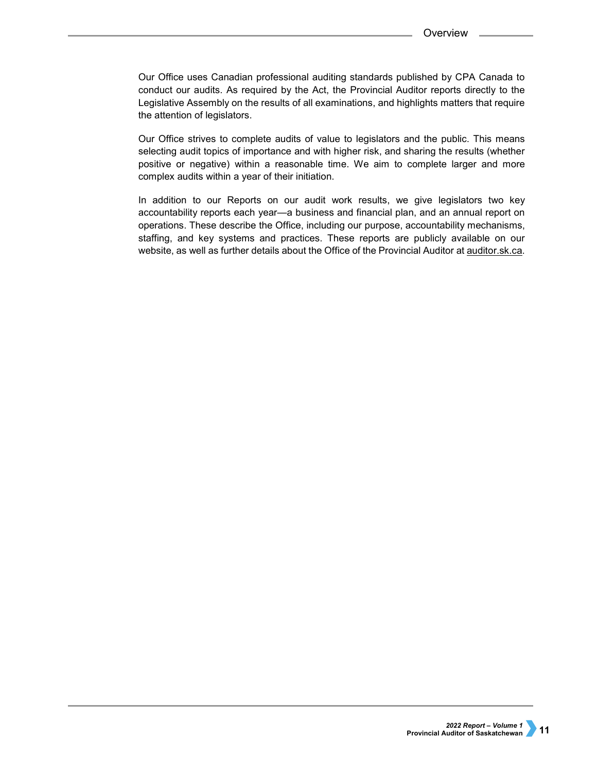Our Office uses Canadian professional auditing standards published by CPA Canada to conduct our audits. As required by the Act, the Provincial Auditor reports directly to the Legislative Assembly on the results of all examinations, and highlights matters that require the attention of legislators.

Our Office strives to complete audits of value to legislators and the public. This means selecting audit topics of importance and with higher risk, and sharing the results (whether positive or negative) within a reasonable time. We aim to complete larger and more complex audits within a year of their initiation.

In addition to our Reports on our audit work results, we give legislators two key accountability reports each year—a business and financial plan, and an annual report on operations. These describe the Office, including our purpose, accountability mechanisms, staffing, and key systems and practices. These reports are publicly available on our website, as well as further details about the Office of the Provincial Auditor at auditor.sk.ca.